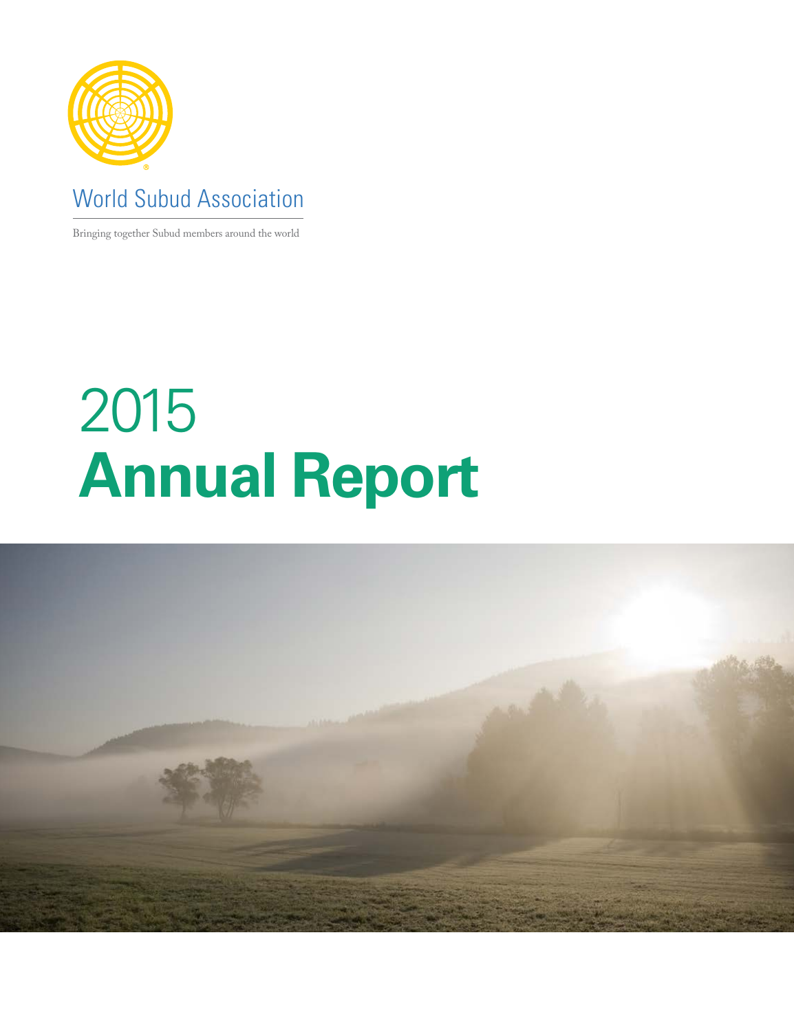World Subud Association

Bringing together Subud members around the world

# 2015 Annual Report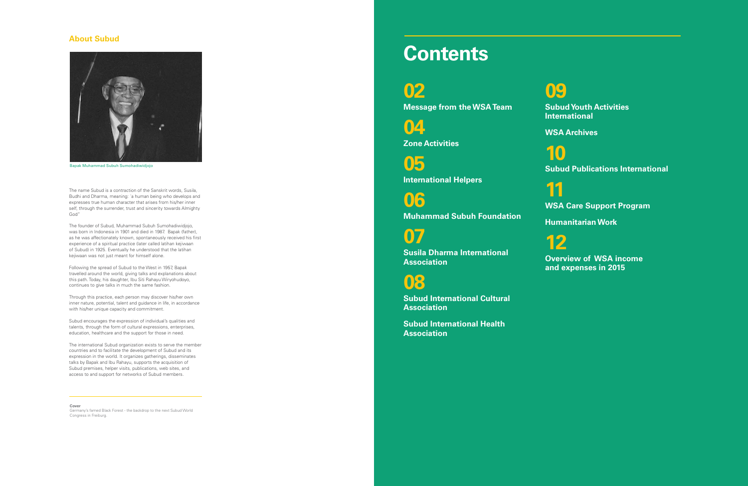## About Subud

Bapak Muhammad Subuh Sumohadiwidjojo

The name Subud is a contraction of the Sanskrit words, Susila, Budhi and Dharma, meaning: 'a human being who develops and expresses true human character that arises from his/her inner self, through the surrender, trust and sincerity towards Almighty God"

The founder of Subud, Muhammad Subuh Sumohadiwidjojo, was born in Indonesia in 1901 and died in 1987. Bapak (father), as he was affectionately known, spontaneously received his first experience of a spiritual practice (later called latihan kejiwaan of Subud) in 1925. Eventually he understood that the latihan kejiwaan was not just meant for himself alone.

Following the spread of Subud to the West in 1957, Bapak travelled around the world, giving talks and explanations about this path. Today, his daughter, Ibu Siti Rahayu Wiryohudoyo, continues to give talks in much the same fashion.

Through this practice, each person may discover his/her own inner nature, potential, talent and guidance in life, in accordance with his/her unique capacity and commitment.

Subud encourages the expression of individual's qualities and talents, through the form of cultural expressions, enterprises, education, healthcare and the support for those in need.

The international Subud organization exists to serve the member countries and to facilitate the development of Subud and its expression in the world. It organizes gatherings, disseminates talks by Bapak and Ibu Rahayu, supports the acquisition of Subud premises, helper visits, publications, web sites, and access to and support for networks of Subud members.

**Cover**
Germany's famed Black Forest - the backdrop to the next Subud World Congress in Freiburg.

# Contents

**02**
**Message from the WSA Team**

**04**
**Zone Activities**

**05**
**International Helpers**

**06**
**Muhammad Subuh Foundation**

**07**
**Susila Dharma International Association**

**08**
**Subud International Cultural Association**

**Subud International Health Association**

**09**
**Subud Youth Activities International**

**WSA Archives**

**10**
**Subud Publications International**

**11**
**WSA Care Support Program**

**Humanitarian Work**

**12**
**Overview of WSA income and expenses in 2015**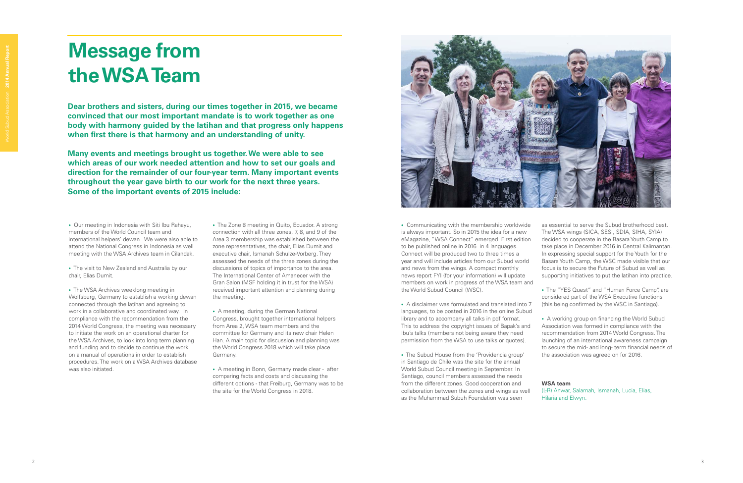# Message from the WSA Team

**Dear brothers and sisters, during our times together in 2015, we became convinced that our most important mandate is to work together as one body with harmony guided by the latihan and that progress only happens when first there is that harmony and an understanding of unity.**

**Many events and meetings brought us together. We were able to see which areas of our work needed attention and how to set our goals and direction for the remainder of our four-year term. Many important events throughout the year gave birth to our work for the next three years. Some of the important events of 2015 include:**

- Our meeting in Indonesia with Siti Ibu Rahayu, members of the World Council team and international helpers' dewan . We were also able to attend the National Congress in Indonesia as well meeting with the WSA Archives team in Cilandak.

- The visit to New Zealand and Australia by our chair, Elias Dumit.

- The WSA Archives weeklong meeting in Wolfsburg, Germany to establish a working dewan connected through the latihan and agreeing to work in a collaborative and coordinated way. In compliance with the recommendation from the 2014 World Congress, the meeting was necessary to initiate the work on an operational charter for the WSA Archives, to look into long term planning and funding and to decide to continue the work on a manual of operations in order to establish procedures. The work on a WSA Archives database was also initiated.

- The Zone 8 meeting in Quito, Ecuador. A strong connection with all three zones, 7, 8, and 9 of the Area 3 membership was established between the zone representatives, the chair, Elias Dumit and executive chair, Ismanah Schulze-Vorberg. They assessed the needs of the three zones during the discussions of topics of importance to the area. The International Center of Amanecer with the Gran Salon (MSF holding it in trust for the WSA) received important attention and planning during the meeting.

- A meeting, during the German National Congress, brought together international helpers from Area 2, WSA team members and the committee for Germany and its new chair Helen Han. A main topic for discussion and planning was the World Congress 2018 which will take place Germany.

- A meeting in Bonn, Germany made clear - after comparing facts and costs and discussing the different options - that Freiburg, Germany was to be the site for the World Congress in 2018.

- Communicating with the membership worldwide is always important. So in 2015 the idea for a new eMagazine, "WSA Connect" emerged. First edition to be published online in 2016 in 4 languages. Connect will be produced two to three times a year and will include articles from our Subud world and news from the wings. A compact monthly news report FYI (for your information) will update members on work in progress of the WSA team and the World Subud Council (WSC).

- A disclaimer was formulated and translated into 7 languages, to be posted in 2016 in the online Subud library and to accompany all talks in pdf format. This to address the copyright issues of Bapak's and Ibu's talks (members not being aware they need permission from the WSA to use talks or quotes).

- The Subud House from the 'Providencia group' in Santiago de Chile was the site for the annual World Subud Council meeting in September. In Santiago, council members assessed the needs from the different zones. Good cooperation and collaboration between the zones and wings as well as the Muhammad Subuh Foundation was seen as essential to serve the Subud brotherhood best. The WSA wings (SICA, SESI, SDIA, SIHA, SYIA) decided to cooperate in the Basara Youth Camp to take place in December 2016 in Central Kalimantan. In expressing special support for the Youth for the Basara Youth Camp, the WSC made visible that our focus is to secure the Future of Subud as well as supporting initiatives to put the latihan into practice.

- The "YES Quest" and "Human Force Camp", are considered part of the WSA Executive functions (this being confirmed by the WSC in Santiago).

- A working group on financing the World Subud Association was formed in compliance with the recommendation from 2014 World Congress. The launching of an international awareness campaign to secure the mid- and long- term financial needs of the association was agreed on for 2016.

**WSA team**

(L-R) Anwar, Salamah, Ismanah, Lucia, Elias, Hilaria and Elwyn.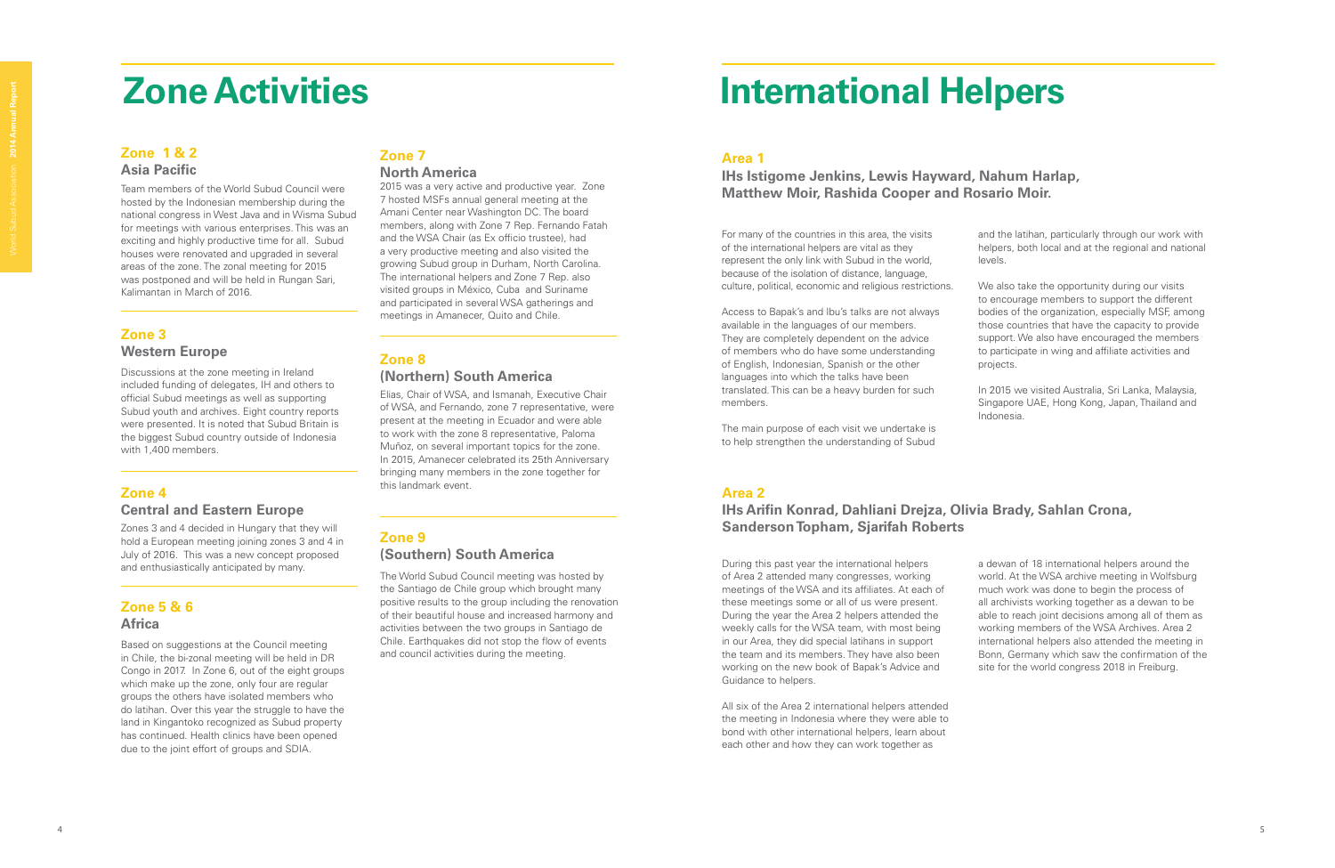# Zone Activities

## Zone 1 & 2

### Asia Pacific

Team members of the World Subud Council were hosted by the Indonesian membership during the national congress in West Java and in Wisma Subud for meetings with various enterprises. This was an exciting and highly productive time for all. Subud houses were renovated and upgraded in several areas of the zone. The zonal meeting for 2015 was postponed and will be held in Rungan Sari, Kalimantan in March of 2016.

## Zone 3

### Western Europe

Discussions at the zone meeting in Ireland included funding of delegates, IH and others to official Subud meetings as well as supporting Subud youth and archives. Eight country reports were presented. It is noted that Subud Britain is the biggest Subud country outside of Indonesia with 1,400 members.

## Zone 4

### Central and Eastern Europe

Zones 3 and 4 decided in Hungary that they will hold a European meeting joining zones 3 and 4 in July of 2016. This was a new concept proposed and enthusiastically anticipated by many.

## Zone 5 & 6

### Africa

Based on suggestions at the Council meeting in Chile, the bi-zonal meeting will be held in DR Congo in 2017. In Zone 6, out of the eight groups which make up the zone, only four are regular groups the others have isolated members who do latihan. Over this year the struggle to have the land in Kingantoko recognized as Subud property has continued. Health clinics have been opened due to the joint effort of groups and SDIA.

## Zone 7

### North America

2015 was a very active and productive year. Zone 7 hosted MSFs annual general meeting at the Amani Center near Washington DC. The board members, along with Zone 7 Rep. Fernando Fatah and the WSA Chair (as Ex officio trustee), had a very productive meeting and also visited the growing Subud group in Durham, North Carolina. The international helpers and Zone 7 Rep. also visited groups in México, Cuba and Suriname and participated in several WSA gatherings and meetings in Amanecer, Quito and Chile.

## Zone 8

### (Northern) South America

Elias, Chair of WSA, and Ismanah, Executive Chair of WSA, and Fernando, zone 7 representative, were present at the meeting in Ecuador and were able to work with the zone 8 representative, Paloma Muñoz, on several important topics for the zone. In 2015, Amanecer celebrated its 25th Anniversary bringing many members in the zone together for this landmark event.

## Zone 9

### (Southern) South America

The World Subud Council meeting was hosted by the Santiago de Chile group which brought many positive results to the group including the renovation of their beautiful house and increased harmony and activities between the two groups in Santiago de Chile. Earthquakes did not stop the flow of events and council activities during the meeting.

# International Helpers

## Area 1

### IHs Istigome Jenkins, Lewis Hayward, Nahum Harlap, Matthew Moir, Rashida Cooper and Rosario Moir.

For many of the countries in this area, the visits of the international helpers are vital as they represent the only link with Subud in the world, because of the isolation of distance, language, culture, political, economic and religious restrictions.

Access to Bapak's and Ibu's talks are not always available in the languages of our members. They are completely dependent on the advice of members who do have some understanding of English, Indonesian, Spanish or the other languages into which the talks have been translated. This can be a heavy burden for such members.

The main purpose of each visit we undertake is to help strengthen the understanding of Subud and the latihan, particularly through our work with helpers, both local and at the regional and national levels.

We also take the opportunity during our visits to encourage members to support the different bodies of the organization, especially MSF, among those countries that have the capacity to provide support. We also have encouraged the members to participate in wing and affiliate activities and projects.

In 2015 we visited Australia, Sri Lanka, Malaysia, Singapore UAE, Hong Kong, Japan, Thailand and Indonesia.

## Area 2

### IHs Arifin Konrad, Dahliani Drejza, Olivia Brady, Sahlan Crona, Sanderson Topham, Sjarifah Roberts

During this past year the international helpers of Area 2 attended many congresses, working meetings of the WSA and its affiliates. At each of these meetings some or all of us were present. During the year the Area 2 helpers attended the weekly calls for the WSA team, with most being in our Area, they did special latihans in support the team and its members. They have also been working on the new book of Bapak's Advice and Guidance to helpers.

All six of the Area 2 international helpers attended the meeting in Indonesia where they were able to bond with other international helpers, learn about each other and how they can work together as a dewan of 18 international helpers around the world. At the WSA archive meeting in Wolfsburg much work was done to begin the process of all archivists working together as a dewan to be able to reach joint decisions among all of them as working members of the WSA Archives. Area 2 international helpers also attended the meeting in Bonn, Germany which saw the confirmation of the site for the world congress 2018 in Freiburg.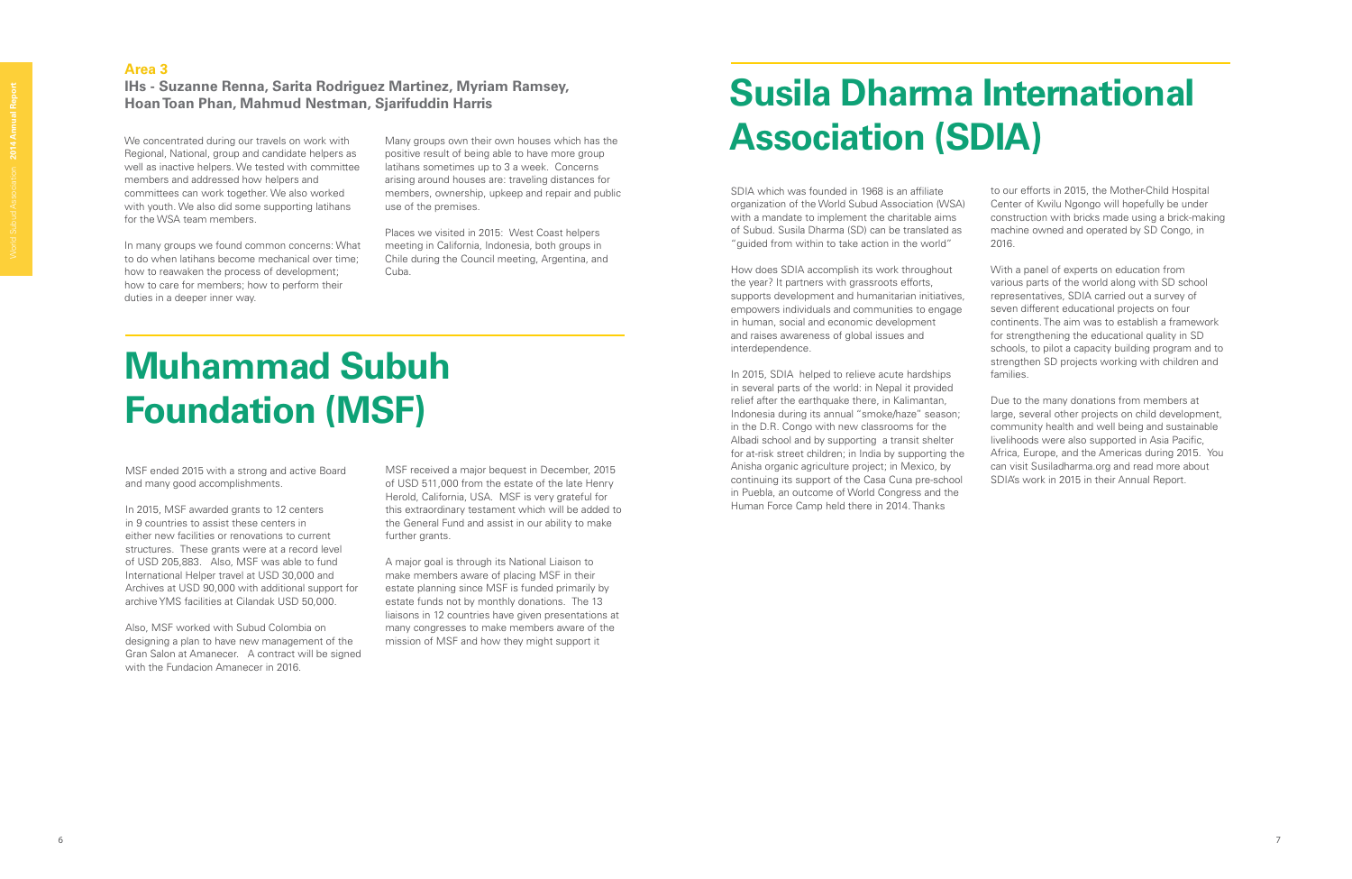### Area 3

**IHs - Suzanne Renna, Sarita Rodriguez Martinez, Myriam Ramsey, Hoan Toan Phan, Mahmud Nestman, Sjarifuddin Harris**

We concentrated during our travels on work with Regional, National, group and candidate helpers as well as inactive helpers. We tested with committee members and addressed how helpers and committees can work together. We also worked with youth. We also did some supporting latihans for the WSA team members.

In many groups we found common concerns: What to do when latihans become mechanical over time; how to reawaken the process of development; how to care for members; how to perform their duties in a deeper inner way.

Many groups own their own houses which has the positive result of being able to have more group latihans sometimes up to 3 a week. Concerns arising around houses are: traveling distances for members, ownership, upkeep and repair and public use of the premises.

Places we visited in 2015: West Coast helpers meeting in California, Indonesia, both groups in Chile during the Council meeting, Argentina, and Cuba.

# Muhammad Subuh Foundation (MSF)

MSF ended 2015 with a strong and active Board and many good accomplishments.

In 2015, MSF awarded grants to 12 centers in 9 countries to assist these centers in either new facilities or renovations to current structures. These grants were at a record level of USD 205,883. Also, MSF was able to fund International Helper travel at USD 30,000 and Archives at USD 90,000 with additional support for archive YMS facilities at Cilandak USD 50,000.

Also, MSF worked with Subud Colombia on designing a plan to have new management of the Gran Salon at Amanecer. A contract will be signed with the Fundacion Amanecer in 2016.

MSF received a major bequest in December, 2015 of USD 511,000 from the estate of the late Henry Herold, California, USA. MSF is very grateful for this extraordinary testament which will be added to the General Fund and assist in our ability to make further grants.

A major goal is through its National Liaison to make members aware of placing MSF in their estate planning since MSF is funded primarily by estate funds not by monthly donations. The 13 liaisons in 12 countries have given presentations at many congresses to make members aware of the mission of MSF and how they might support it

# Susila Dharma International Association (SDIA)

SDIA which was founded in 1968 is an affiliate organization of the World Subud Association (WSA) with a mandate to implement the charitable aims of Subud. Susila Dharma (SD) can be translated as "guided from within to take action in the world"

How does SDIA accomplish its work throughout the year? It partners with grassroots efforts, supports development and humanitarian initiatives, empowers individuals and communities to engage in human, social and economic development and raises awareness of global issues and interdependence.

In 2015, SDIA helped to relieve acute hardships in several parts of the world: in Nepal it provided relief after the earthquake there, in Kalimantan, Indonesia during its annual "smoke/haze" season; in the D.R. Congo with new classrooms for the Albadi school and by supporting a transit shelter for at-risk street children; in India by supporting the Anisha organic agriculture project; in Mexico, by continuing its support of the Casa Cuna pre-school in Puebla, an outcome of World Congress and the Human Force Camp held there in 2014. Thanks to our efforts in 2015, the Mother-Child Hospital Center of Kwilu Ngongo will hopefully be under construction with bricks made using a brick-making machine owned and operated by SD Congo, in 2016.

With a panel of experts on education from various parts of the world along with SD school representatives, SDIA carried out a survey of seven different educational projects on four continents. The aim was to establish a framework for strengthening the educational quality in SD schools, to pilot a capacity building program and to strengthen SD projects working with children and families.

Due to the many donations from members at large, several other projects on child development, community health and well being and sustainable livelihoods were also supported in Asia Pacific, Africa, Europe, and the Americas during 2015. You can visit Susiladharma.org and read more about SDIA's work in 2015 in their Annual Report.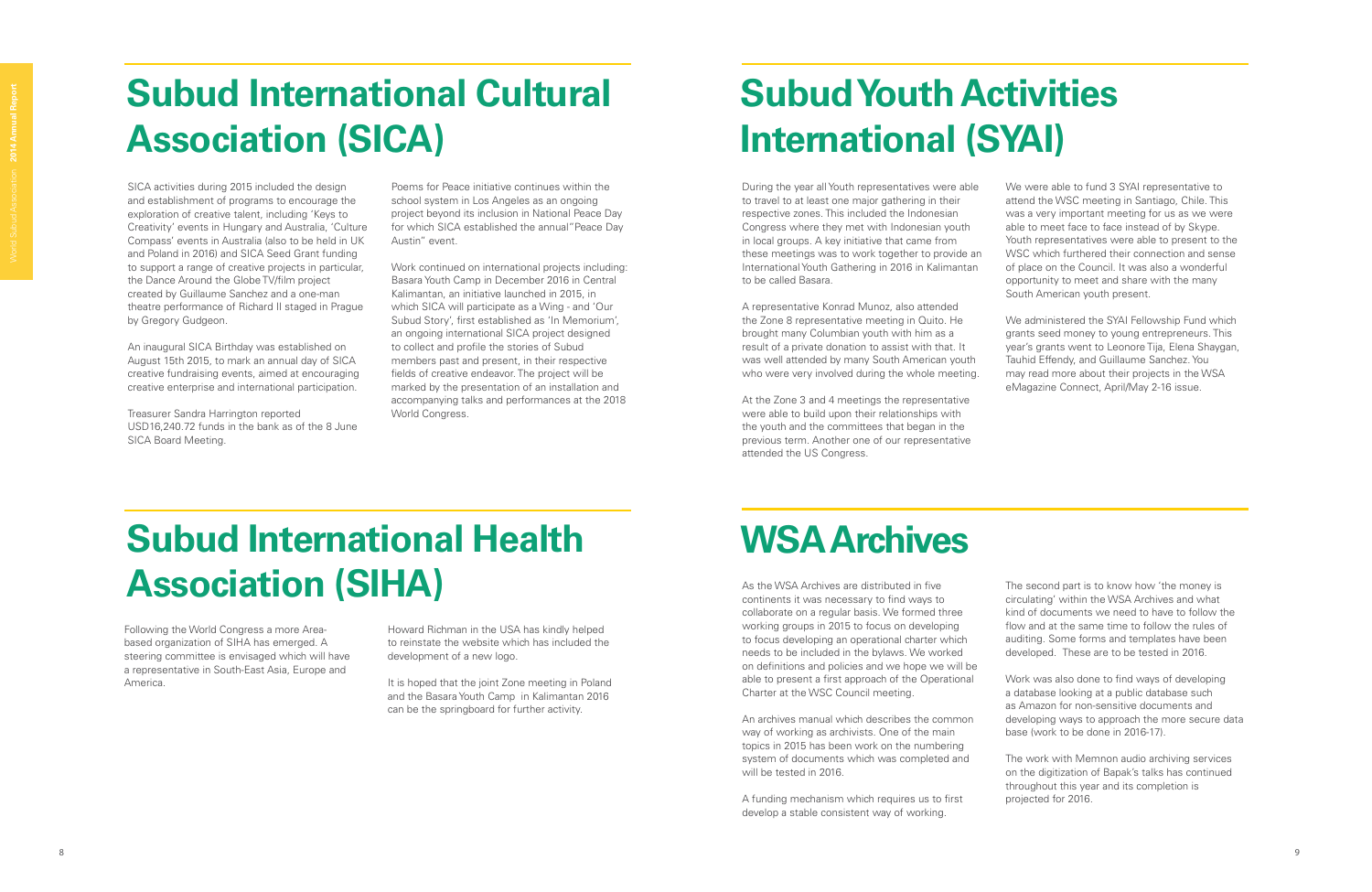# Subud International Cultural Association (SICA)

SICA activities during 2015 included the design and establishment of programs to encourage the exploration of creative talent, including 'Keys to Creativity' events in Hungary and Australia, 'Culture Compass' events in Australia (also to be held in UK and Poland in 2016) and SICA Seed Grant funding to support a range of creative projects in particular, the Dance Around the Globe TV/film project created by Guillaume Sanchez and a one-man theatre performance of Richard II staged in Prague by Gregory Gudgeon.

An inaugural SICA Birthday was established on August 15th 2015, to mark an annual day of SICA creative fundraising events, aimed at encouraging creative enterprise and international participation.

Treasurer Sandra Harrington reported USD16,240.72 funds in the bank as of the 8 June SICA Board Meeting.

Poems for Peace initiative continues within the school system in Los Angeles as an ongoing project beyond its inclusion in National Peace Day for which SICA established the annual "Peace Day Austin" event.

Work continued on international projects including: Basara Youth Camp in December 2016 in Central Kalimantan, an initiative launched in 2015, in which SICA will participate as a Wing - and 'Our Subud Story', first established as 'In Memorium', an ongoing international SICA project designed to collect and profile the stories of Subud members past and present, in their respective fields of creative endeavor. The project will be marked by the presentation of an installation and accompanying talks and performances at the 2018 World Congress.

# Subud Youth Activities International (SYAI)

During the year all Youth representatives were able to travel to at least one major gathering in their respective zones. This included the Indonesian Congress where they met with Indonesian youth in local groups. A key initiative that came from these meetings was to work together to provide an International Youth Gathering in 2016 in Kalimantan to be called Basara.

A representative Konrad Munoz, also attended the Zone 8 representative meeting in Quito. He brought many Columbian youth with him as a result of a private donation to assist with that. It was well attended by many South American youth who were very involved during the whole meeting.

At the Zone 3 and 4 meetings the representative were able to build upon their relationships with the youth and the committees that began in the previous term. Another one of our representative attended the US Congress.

We were able to fund 3 SYAI representative to attend the WSC meeting in Santiago, Chile. This was a very important meeting for us as we were able to meet face to face instead of by Skype. Youth representatives were able to present to the WSC which furthered their connection and sense of place on the Council. It was also a wonderful opportunity to meet and share with the many South American youth present.

We administered the SYAI Fellowship Fund which grants seed money to young entrepreneurs. This year's grants went to Leonore Tija, Elena Shaygan, Tauhid Effendy, and Guillaume Sanchez. You may read more about their projects in the WSA eMagazine Connect, April/May 2-16 issue.

# Subud International Health Association (SIHA)

Following the World Congress a more Area-based organization of SIHA has emerged. A steering committee is envisaged which will have a representative in South-East Asia, Europe and America.

Howard Richman in the USA has kindly helped to reinstate the website which has included the development of a new logo.

It is hoped that the joint Zone meeting in Poland and the Basara Youth Camp in Kalimantan 2016 can be the springboard for further activity.

# WSA Archives

As the WSA Archives are distributed in five continents it was necessary to find ways to collaborate on a regular basis. We formed three working groups in 2015 to focus on developing to focus developing an operational charter which needs to be included in the bylaws. We worked on definitions and policies and we hope we will be able to present a first approach of the Operational Charter at the WSC Council meeting.

An archives manual which describes the common way of working as archivists. One of the main topics in 2015 has been work on the numbering system of documents which was completed and will be tested in 2016.

A funding mechanism which requires us to first develop a stable consistent way of working.

The second part is to know how 'the money is circulating' within the WSA Archives and what kind of documents we need to have to follow the flow and at the same time to follow the rules of auditing. Some forms and templates have been developed. These are to be tested in 2016.

Work was also done to find ways of developing a database looking at a public database such as Amazon for non-sensitive documents and developing ways to approach the more secure data base (work to be done in 2016-17).

The work with Memnon audio archiving services on the digitization of Bapak's talks has continued throughout this year and its completion is projected for 2016.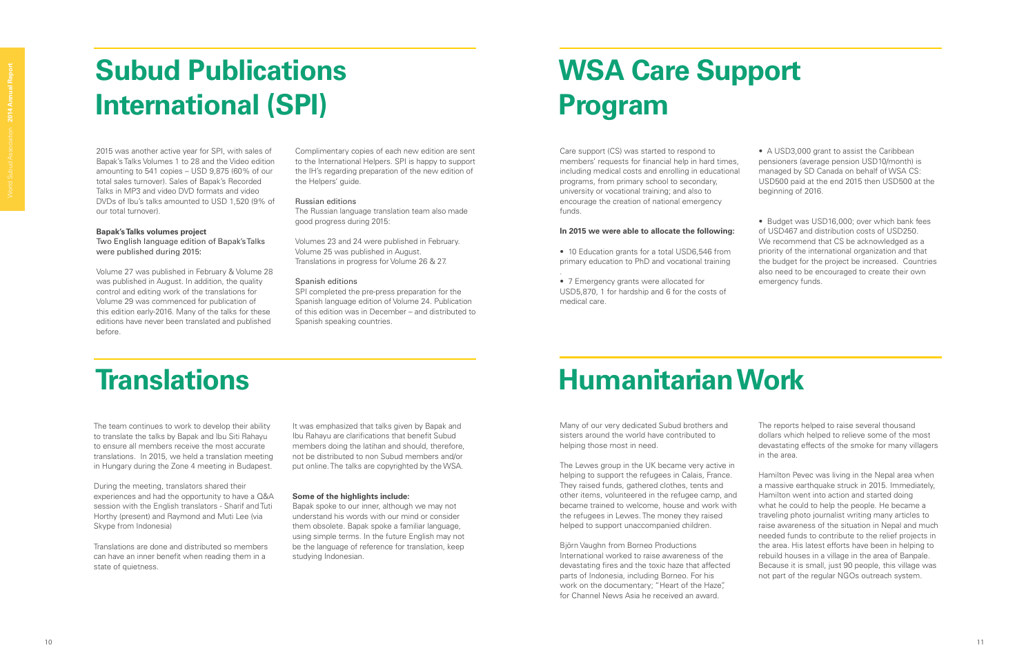# Subud Publications International (SPI)

2015 was another active year for SPI, with sales of Bapak's Talks Volumes 1 to 28 and the Video edition amounting to 541 copies – USD 9,875 (60% of our total sales turnover). Sales of Bapak's Recorded Talks in MP3 and video DVD formats and video DVDs of Ibu's talks amounted to USD 1,520 (9% of our total turnover).

**Bapak's Talks volumes project**
Two English language edition of Bapak's Talks were published during 2015:

Volume 27 was published in February & Volume 28 was published in August. In addition, the quality control and editing work of the translations for Volume 29 was commenced for publication of this edition early-2016. Many of the talks for these editions have never been translated and published before.

Complimentary copies of each new edition are sent to the International Helpers. SPI is happy to support the IH's regarding preparation of the new edition of the Helpers' guide.

Russian editions
The Russian language translation team also made good progress during 2015:

Volumes 23 and 24 were published in February.
Volume 25 was published in August.
Translations in progress for Volume 26 & 27.

Spanish editions
SPI completed the pre-press preparation for the Spanish language edition of Volume 24. Publication of this edition was in December – and distributed to Spanish speaking countries.

# Translations

The team continues to work to develop their ability to translate the talks by Bapak and Ibu Siti Rahayu to ensure all members receive the most accurate translations. In 2015, we held a translation meeting in Hungary during the Zone 4 meeting in Budapest.

During the meeting, translators shared their experiences and had the opportunity to have a Q&A session with the English translators - Sharif and Tuti Horthy (present) and Raymond and Muti Lee (via Skype from Indonesia)

Translations are done and distributed so members can have an inner benefit when reading them in a state of quietness.

It was emphasized that talks given by Bapak and Ibu Rahayu are clarifications that benefit Subud members doing the latihan and should, therefore, not be distributed to non Subud members and/or put online. The talks are copyrighted by the WSA.

**Some of the highlights include:**
Bapak spoke to our inner, although we may not understand his words with our mind or consider them obsolete. Bapak spoke a familiar language, using simple terms. In the future English may not be the language of reference for translation, keep studying Indonesian.

# WSA Care Support Program

Care support (CS) was started to respond to members' requests for financial help in hard times, including medical costs and enrolling in educational programs, from primary school to secondary, university or vocational training; and also to encourage the creation of national emergency funds.

**In 2015 we were able to allocate the following:**

- 10 Education grants for a total USD6,546 from primary education to PhD and vocational training
- 7 Emergency grants were allocated for USD5,870, 1 for hardship and 6 for the costs of medical care.
- A USD3,000 grant to assist the Caribbean pensioners (average pension USD10/month) is managed by SD Canada on behalf of WSA CS: USD500 paid at the end 2015 then USD500 at the beginning of 2016.
- Budget was USD16,000; over which bank fees of USD467 and distribution costs of USD250. We recommend that CS be acknowledged as a priority of the international organization and that the budget for the project be increased. Countries also need to be encouraged to create their own emergency funds.

# Humanitarian Work

Many of our very dedicated Subud brothers and sisters around the world have contributed to helping those most in need.

The Lewes group in the UK became very active in helping to support the refugees in Calais, France. They raised funds, gathered clothes, tents and other items, volunteered in the refugee camp, and became trained to welcome, house and work with the refugees in Lewes. The money they raised helped to support unaccompanied children.

Björn Vaughn from Borneo Productions International worked to raise awareness of the devastating fires and the toxic haze that affected parts of Indonesia, including Borneo. For his work on the documentary; "Heart of the Haze", for Channel News Asia he received an award.

The reports helped to raise several thousand dollars which helped to relieve some of the most devastating effects of the smoke for many villagers in the area.

Hamilton Pevec was living in the Nepal area when a massive earthquake struck in 2015. Immediately, Hamilton went into action and started doing what he could to help the people. He became a traveling photo journalist writing many articles to raise awareness of the situation in Nepal and much needed funds to contribute to the relief projects in the area. His latest efforts have been in helping to rebuild houses in a village in the area of Banpale. Because it is small, just 90 people, this village was not part of the regular NGOs outreach system.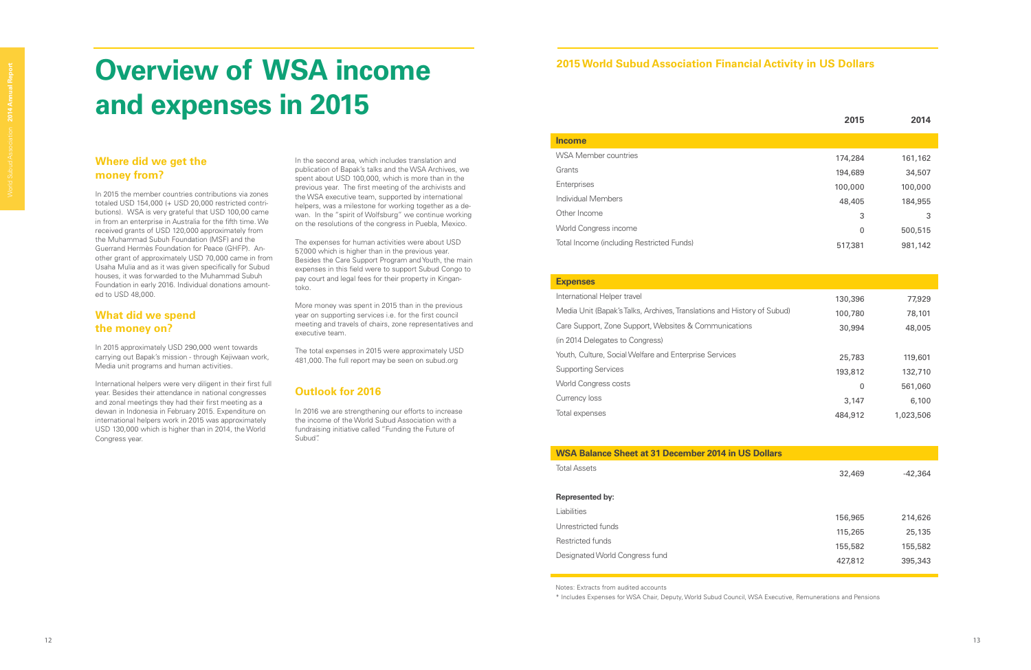# Overview of WSA income and expenses in 2015

## Where did we get the money from?

In 2015 the member countries contributions via zones totaled USD 154,000 (+ USD 20,000 restricted contributions). WSA is very grateful that USD 100,00 came in from an enterprise in Australia for the fifth time. We received grants of USD 120,000 approximately from the Muhammad Subuh Foundation (MSF) and the Guerrand Hermès Foundation for Peace (GHFP). Another grant of approximately USD 70,000 came in from Usaha Mulia and as it was given specifically for Subud houses, it was forwarded to the Muhammad Subuh Foundation in early 2016. Individual donations amounted to USD 48,000.

## What did we spend the money on?

In 2015 approximately USD 290,000 went towards carrying out Bapak's mission - through Kejiwaan work, Media unit programs and human activities.

International helpers were very diligent in their first full year. Besides their attendance in national congresses and zonal meetings they had their first meeting as a dewan in Indonesia in February 2015. Expenditure on international helpers work in 2015 was approximately USD 130,000 which is higher than in 2014, the World Congress year.

In the second area, which includes translation and publication of Bapak's talks and the WSA Archives, we spent about USD 100,000, which is more than in the previous year. The first meeting of the archivists and the WSA executive team, supported by international helpers, was a milestone for working together as a dewan. In the "spirit of Wolfsburg" we continue working on the resolutions of the congress in Puebla, Mexico.

The expenses for human activities were about USD 57,000 which is higher than in the previous year. Besides the Care Support Program and Youth, the main expenses in this field were to support Subud Congo to pay court and legal fees for their property in Kingantoko.

More money was spent in 2015 than in the previous year on supporting services i.e. for the first council meeting and travels of chairs, zone representatives and executive team.

The total expenses in 2015 were approximately USD 481,000. The full report may be seen on subud.org

## Outlook for 2016

In 2016 we are strengthening our efforts to increase the income of the World Subud Association with a fundraising initiative called "Funding the Future of Subud".

## 2015 World Subud Association Financial Activity in US Dollars

| | 2015 | 2014 |
|---|---|---|
| **Income** | | |
| WSA Member countries | 174,284 | 161,162 |
| Grants | 194,689 | 34,507 |
| Enterprises | 100,000 | 100,000 |
| Individual Members | 48,405 | 184,955 |
| Other Income | 3 | 3 |
| World Congress income | 0 | 500,515 |
| Total Income (including Restricted Funds) | 517,381 | 981,142 |
| **Expenses** | | |
| International Helper travel | 130,396 | 77,929 |
| Media Unit (Bapak's Talks, Archives, Translations and History of Subud) | 100,780 | 78,101 |
| Care Support, Zone Support, Websites & Communications | 30,994 | 48,005 |
| (in 2014 Delegates to Congress) | | |
| Youth, Culture, Social Welfare and Enterprise Services | 25,783 | 119,601 |
| Supporting Services | 193,812 | 132,710 |
| World Congress costs | 0 | 561,060 |
| Currency loss | 3,147 | 6,100 |
| Total expenses | 484,912 | 1,023,506 |

| WSA Balance Sheet at 31 December 2014 in US Dollars | | |
|---|---|---|
| Total Assets | 32,469 | -42,364 |
| **Represented by:** | | |
| Liabilities | 156,965 | 214,626 |
| Unrestricted funds | 115,265 | 25,135 |
| Restricted funds | 155,582 | 155,582 |
| Designated World Congress fund | 427,812 | 395,343 |

Notes: Extracts from audited accounts

* Includes Expenses for WSA Chair, Deputy, World Subud Council, WSA Executive, Remunerations and Pensions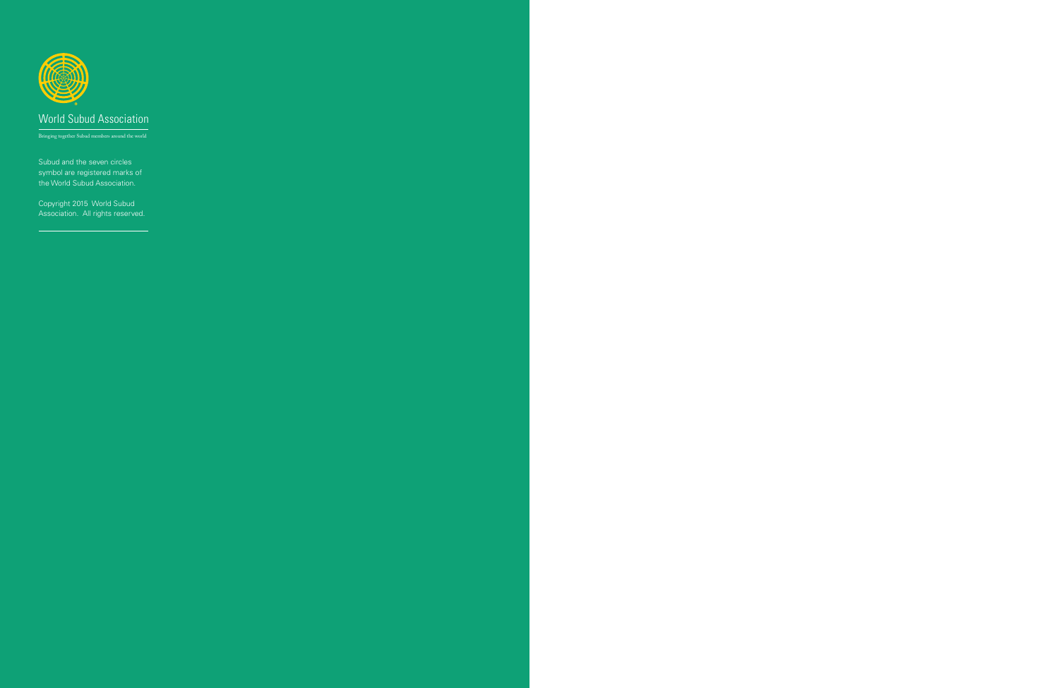World Subud Association

Bringing together Subud members around the world

Subud and the seven circles symbol are registered marks of the World Subud Association.

Copyright 2015 World Subud Association. All rights reserved.